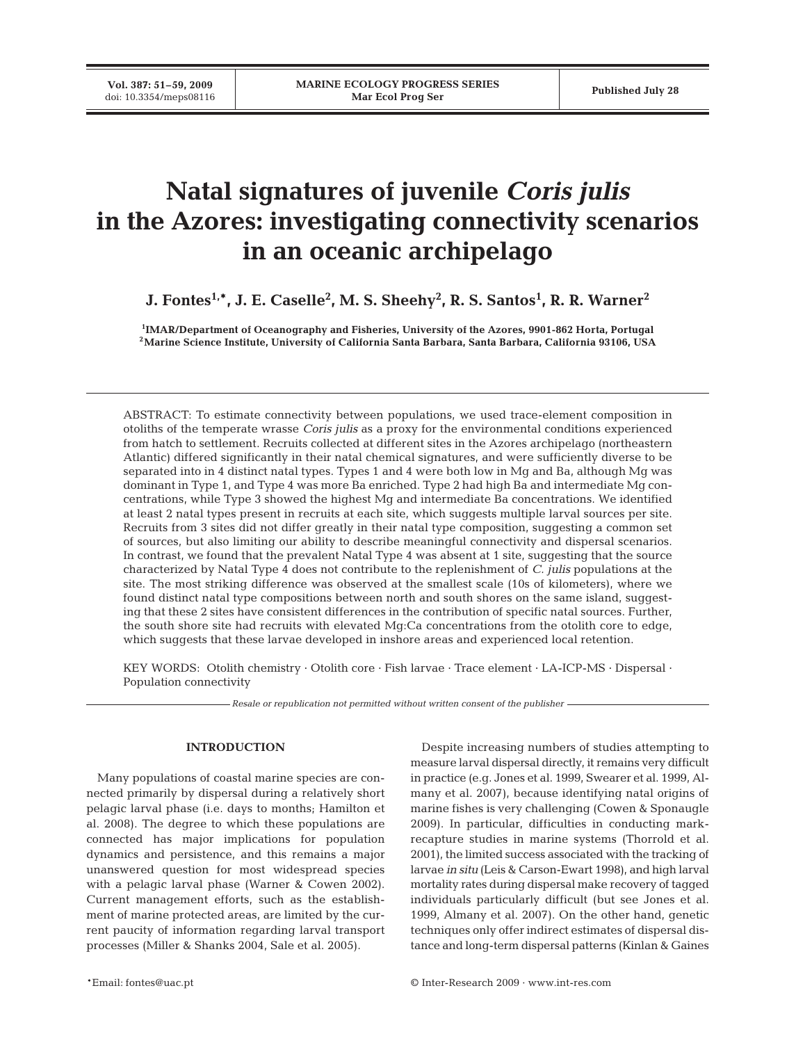# Natal signatures of juvenile *Coris julis* in the Azores: investigating connectivity scenarios in an oceanic archipelago

**J. Fontes[1,*], J. E. Caselle[2], M. S. Sheehy[2], R. S. Santos[1], R. R. Warner[2]**

[1]IMAR/Department of Oceanography and Fisheries, University of the Azores, 9901-862 Horta, Portugal
[2]Marine Science Institute, University of California Santa Barbara, Santa Barbara, California 93106, USA

ABSTRACT: To estimate connectivity between populations, we used trace-element composition in otoliths of the temperate wrasse *Coris julis* as a proxy for the environmental conditions experienced from hatch to settlement. Recruits collected at different sites in the Azores archipelago (northeastern Atlantic) differed significantly in their natal chemical signatures, and were sufficiently diverse to be separated into in 4 distinct natal types. Types 1 and 4 were both low in Mg and Ba, although Mg was dominant in Type 1, and Type 4 was more Ba enriched. Type 2 had high Ba and intermediate Mg concentrations, while Type 3 showed the highest Mg and intermediate Ba concentrations. We identified at least 2 natal types present in recruits at each site, which suggests multiple larval sources per site. Recruits from 3 sites did not differ greatly in their natal type composition, suggesting a common set of sources, but also limiting our ability to describe meaningful connectivity and dispersal scenarios. In contrast, we found that the prevalent Natal Type 4 was absent at 1 site, suggesting that the source characterized by Natal Type 4 does not contribute to the replenishment of *C. julis* populations at the site. The most striking difference was observed at the smallest scale (10s of kilometers), where we found distinct natal type compositions between north and south shores on the same island, suggesting that these 2 sites have consistent differences in the contribution of specific natal sources. Further, the south shore site had recruits with elevated Mg:Ca concentrations from the otolith core to edge, which suggests that these larvae developed in inshore areas and experienced local retention.

KEY WORDS: Otolith chemistry · Otolith core · Fish larvae · Trace element · LA-ICP-MS · Dispersal · Population connectivity

*Resale or republication not permitted without written consent of the publisher*

## INTRODUCTION

Many populations of coastal marine species are connected primarily by dispersal during a relatively short pelagic larval phase (i.e. days to months; Hamilton et al. 2008). The degree to which these populations are connected has major implications for population dynamics and persistence, and this remains a major unanswered question for most widespread species with a pelagic larval phase (Warner & Cowen 2002). Current management efforts, such as the establishment of marine protected areas, are limited by the current paucity of information regarding larval transport processes (Miller & Shanks 2004, Sale et al. 2005).

Despite increasing numbers of studies attempting to measure larval dispersal directly, it remains very difficult in practice (e.g. Jones et al. 1999, Swearer et al. 1999, Almany et al. 2007), because identifying natal origins of marine fishes is very challenging (Cowen & Sponaugle 2009). In particular, difficulties in conducting mark-recapture studies in marine systems (Thorrold et al. 2001), the limited success associated with the tracking of larvae *in situ* (Leis & Carson-Ewart 1998), and high larval mortality rates during dispersal make recovery of tagged individuals particularly difficult (but see Jones et al. 1999, Almany et al. 2007). On the other hand, genetic techniques only offer indirect estimates of dispersal distance and long-term dispersal patterns (Kinlan & Gaines

*Email: fontes@uac.pt

© Inter-Research 2009 · www.int-res.com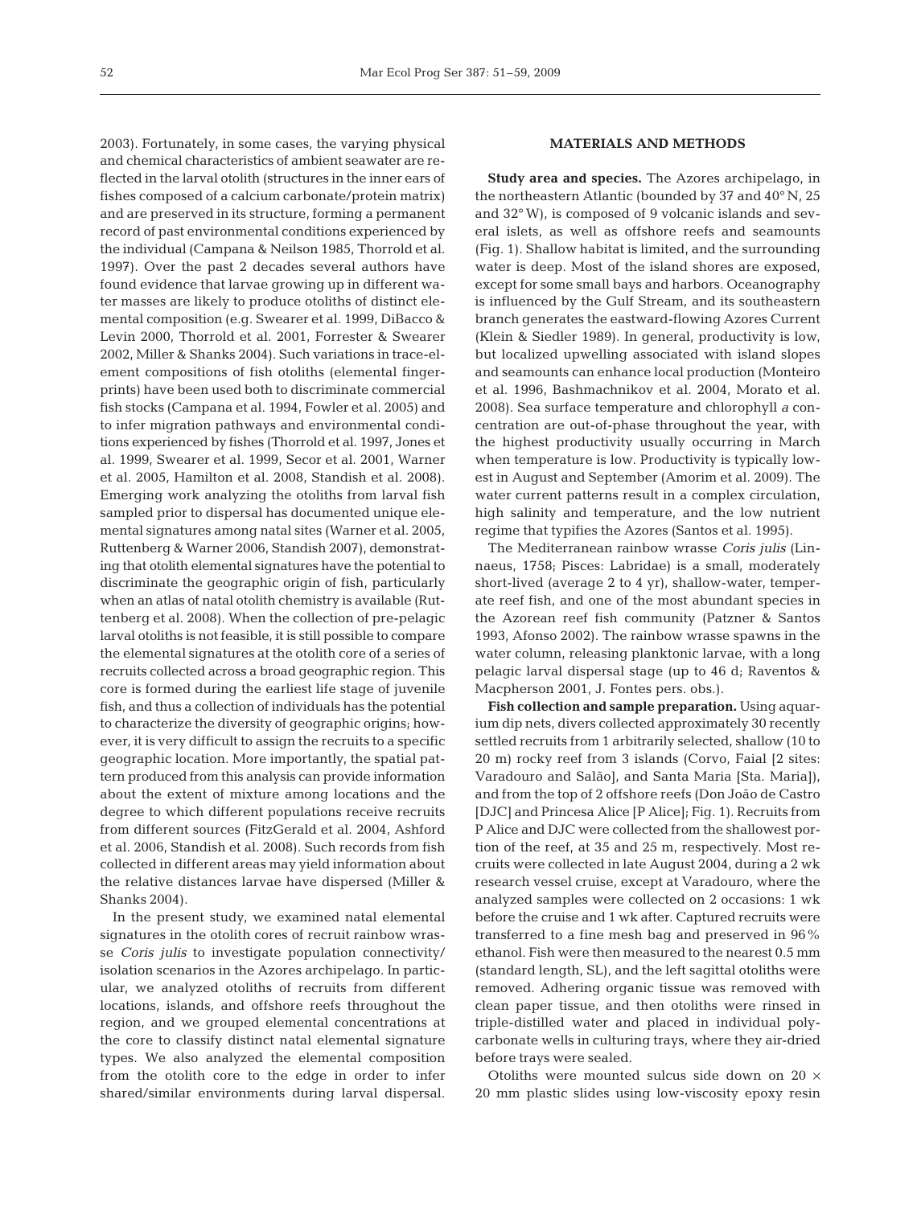2003). Fortunately, in some cases, the varying physical and chemical characteristics of ambient seawater are reflected in the larval otolith (structures in the inner ears of fishes composed of a calcium carbonate/protein matrix) and are preserved in its structure, forming a permanent record of past environmental conditions experienced by the individual (Campana & Neilson 1985, Thorrold et al. 1997). Over the past 2 decades several authors have found evidence that larvae growing up in different water masses are likely to produce otoliths of distinct elemental composition (e.g. Swearer et al. 1999, DiBacco & Levin 2000, Thorrold et al. 2001, Forrester & Swearer 2002, Miller & Shanks 2004). Such variations in trace-element compositions of fish otoliths (elemental fingerprints) have been used both to discriminate commercial fish stocks (Campana et al. 1994, Fowler et al. 2005) and to infer migration pathways and environmental conditions experienced by fishes (Thorrold et al. 1997, Jones et al. 1999, Swearer et al. 1999, Secor et al. 2001, Warner et al. 2005, Hamilton et al. 2008, Standish et al. 2008). Emerging work analyzing the otoliths from larval fish sampled prior to dispersal has documented unique elemental signatures among natal sites (Warner et al. 2005, Ruttenberg & Warner 2006, Standish 2007), demonstrating that otolith elemental signatures have the potential to discriminate the geographic origin of fish, particularly when an atlas of natal otolith chemistry is available (Ruttenberg et al. 2008). When the collection of pre-pelagic larval otoliths is not feasible, it is still possible to compare the elemental signatures at the otolith core of a series of recruits collected across a broad geographic region. This core is formed during the earliest life stage of juvenile fish, and thus a collection of individuals has the potential to characterize the diversity of geographic origins; however, it is very difficult to assign the recruits to a specific geographic location. More importantly, the spatial pattern produced from this analysis can provide information about the extent of mixture among locations and the degree to which different populations receive recruits from different sources (FitzGerald et al. 2004, Ashford et al. 2006, Standish et al. 2008). Such records from fish collected in different areas may yield information about the relative distances larvae have dispersed (Miller & Shanks 2004).

In the present study, we examined natal elemental signatures in the otolith cores of recruit rainbow wrasse *Coris julis* to investigate population connectivity/isolation scenarios in the Azores archipelago. In particular, we analyzed otoliths of recruits from different locations, islands, and offshore reefs throughout the region, and we grouped elemental concentrations at the core to classify distinct natal elemental signature types. We also analyzed the elemental composition from the otolith core to the edge in order to infer shared/similar environments during larval dispersal.

## MATERIALS AND METHODS

**Study area and species.** The Azores archipelago, in the northeastern Atlantic (bounded by 37 and 40° N, 25 and 32° W), is composed of 9 volcanic islands and several islets, as well as offshore reefs and seamounts (Fig. 1). Shallow habitat is limited, and the surrounding water is deep. Most of the island shores are exposed, except for some small bays and harbors. Oceanography is influenced by the Gulf Stream, and its southeastern branch generates the eastward-flowing Azores Current (Klein & Siedler 1989). In general, productivity is low, but localized upwelling associated with island slopes and seamounts can enhance local production (Monteiro et al. 1996, Bashmachnikov et al. 2004, Morato et al. 2008). Sea surface temperature and chlorophyll *a* concentration are out-of-phase throughout the year, with the highest productivity usually occurring in March when temperature is low. Productivity is typically lowest in August and September (Amorim et al. 2009). The water current patterns result in a complex circulation, high salinity and temperature, and the low nutrient regime that typifies the Azores (Santos et al. 1995).

The Mediterranean rainbow wrasse *Coris julis* (Linnaeus, 1758; Pisces: Labridae) is a small, moderately short-lived (average 2 to 4 yr), shallow-water, temperate reef fish, and one of the most abundant species in the Azorean reef fish community (Patzner & Santos 1993, Afonso 2002). The rainbow wrasse spawns in the water column, releasing planktonic larvae, with a long pelagic larval dispersal stage (up to 46 d; Raventos & Macpherson 2001, J. Fontes pers. obs.).

**Fish collection and sample preparation.** Using aquarium dip nets, divers collected approximately 30 recently settled recruits from 1 arbitrarily selected, shallow (10 to 20 m) rocky reef from 3 islands (Corvo, Faial [2 sites: Varadouro and Salão], and Santa Maria [Sta. Maria]), and from the top of 2 offshore reefs (Don João de Castro [DJC] and Princesa Alice [P Alice]; Fig. 1). Recruits from P Alice and DJC were collected from the shallowest portion of the reef, at 35 and 25 m, respectively. Most recruits were collected in late August 2004, during a 2 wk research vessel cruise, except at Varadouro, where the analyzed samples were collected on 2 occasions: 1 wk before the cruise and 1 wk after. Captured recruits were transferred to a fine mesh bag and preserved in 96% ethanol. Fish were then measured to the nearest 0.5 mm (standard length, SL), and the left sagittal otoliths were removed. Adhering organic tissue was removed with clean paper tissue, and then otoliths were rinsed in triple-distilled water and placed in individual polycarbonate wells in culturing trays, where they air-dried before trays were sealed.

Otoliths were mounted sulcus side down on 20 × 20 mm plastic slides using low-viscosity epoxy resin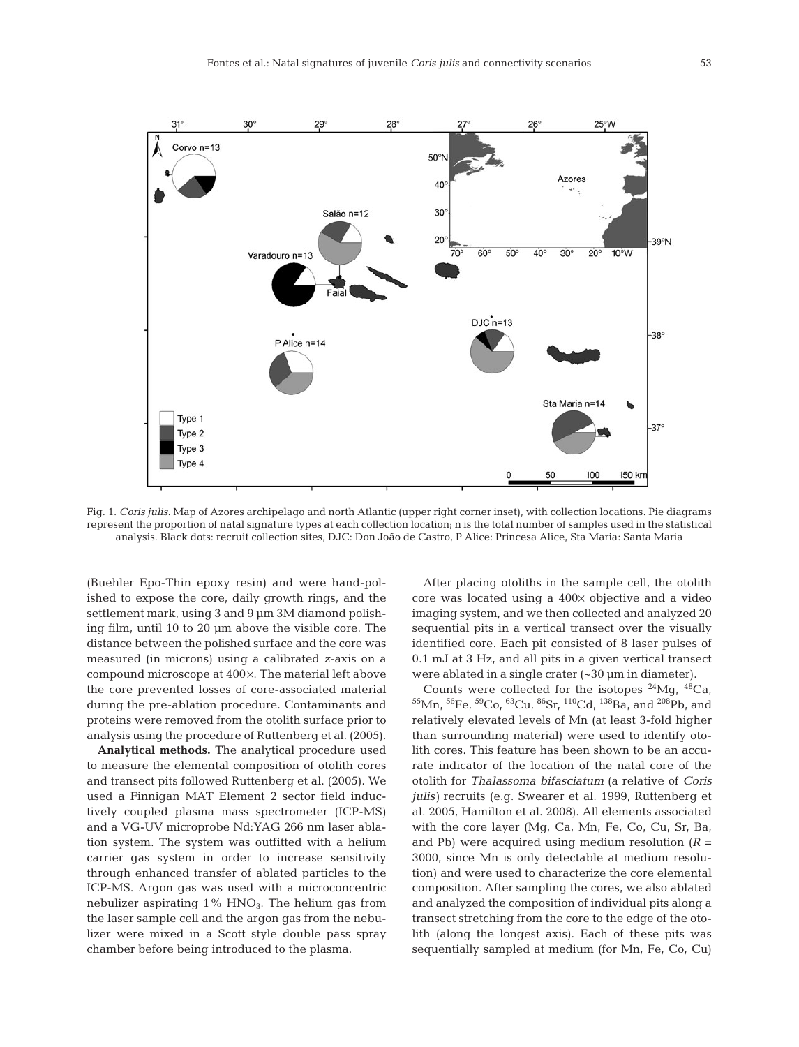Fig. 1. *Coris julis*. Map of Azores archipelago and north Atlantic (upper right corner inset), with collection locations. Pie diagrams represent the proportion of natal signature types at each collection location; n is the total number of samples used in the statistical analysis. Black dots: recruit collection sites, DJC: Don João de Castro, P Alice: Princesa Alice, Sta Maria: Santa Maria

(Buehler Epo-Thin epoxy resin) and were hand-polished to expose the core, daily growth rings, and the settlement mark, using 3 and 9 µm 3M diamond polishing film, until 10 to 20 µm above the visible core. The distance between the polished surface and the core was measured (in microns) using a calibrated *z*-axis on a compound microscope at 400×. The material left above the core prevented losses of core-associated material during the pre-ablation procedure. Contaminants and proteins were removed from the otolith surface prior to analysis using the procedure of Ruttenberg et al. (2005).

**Analytical methods.** The analytical procedure used to measure the elemental composition of otolith cores and transect pits followed Ruttenberg et al. (2005). We used a Finnigan MAT Element 2 sector field inductively coupled plasma mass spectrometer (ICP-MS) and a VG-UV microprobe Nd:YAG 266 nm laser ablation system. The system was outfitted with a helium carrier gas system in order to increase sensitivity through enhanced transfer of ablated particles to the ICP-MS. Argon gas was used with a microconcentric nebulizer aspirating 1% $HNO_3$. The helium gas from the laser sample cell and the argon gas from the nebulizer were mixed in a Scott style double pass spray chamber before being introduced to the plasma.

After placing otoliths in the sample cell, the otolith core was located using a 400× objective and a video imaging system, and we then collected and analyzed 20 sequential pits in a vertical transect over the visually identified core. Each pit consisted of 8 laser pulses of 0.1 mJ at 3 Hz, and all pits in a given vertical transect were ablated in a single crater (~30 µm in diameter).

Counts were collected for the isotopes $^{24}$Mg, $^{48}$Ca, $^{55}$Mn, $^{56}$Fe, $^{59}$Co, $^{63}$Cu, $^{86}$Sr, $^{110}$Cd, $^{138}$Ba, and $^{208}$Pb, and relatively elevated levels of Mn (at least 3-fold higher than surrounding material) were used to identify otolith cores. This feature has been shown to be an accurate indicator of the location of the natal core of the otolith for *Thalassoma bifasciatum* (a relative of *Coris julis*) recruits (e.g. Swearer et al. 1999, Ruttenberg et al. 2005, Hamilton et al. 2008). All elements associated with the core layer (Mg, Ca, Mn, Fe, Co, Cu, Sr, Ba, and Pb) were acquired using medium resolution ($R$ = 3000, since Mn is only detectable at medium resolution) and were used to characterize the core elemental composition. After sampling the cores, we also ablated and analyzed the composition of individual pits along a transect stretching from the core to the edge of the otolith (along the longest axis). Each of these pits was sequentially sampled at medium (for Mn, Fe, Co, Cu)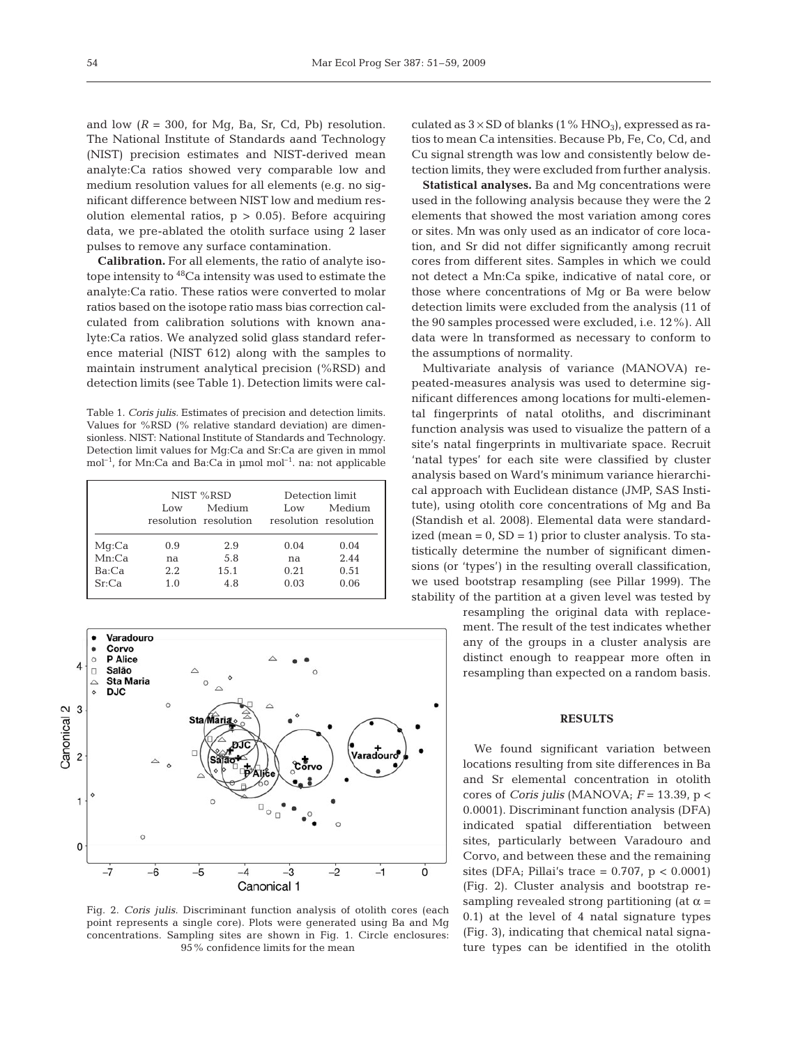and low ($R$ = 300, for Mg, Ba, Sr, Cd, Pb) resolution. The National Institute of Standards aand Technology (NIST) precision estimates and NIST-derived mean analyte:Ca ratios showed very comparable low and medium resolution values for all elements (e.g. no significant difference between NIST low and medium resolution elemental ratios, $p > 0.05$). Before acquiring data, we pre-ablated the otolith surface using 2 laser pulses to remove any surface contamination.

**Calibration.** For all elements, the ratio of analyte isotope intensity to $^{48}$Ca intensity was used to estimate the analyte:Ca ratio. These ratios were converted to molar ratios based on the isotope ratio mass bias correction calculated from calibration solutions with known analyte:Ca ratios. We analyzed solid glass standard reference material (NIST 612) along with the samples to maintain instrument analytical precision (%RSD) and detection limits (see Table 1). Detection limits were calculated as $3 \times$ SD of blanks (1% $HNO_3$), expressed as ratios to mean Ca intensities. Because Pb, Fe, Co, Cd, and Cu signal strength was low and consistently below detection limits, they were excluded from further analysis.

Table 1. *Coris julis.* Estimates of precision and detection limits. Values for %RSD (% relative standard deviation) are dimensionless. NIST: National Institute of Standards and Technology. Detection limit values for Mg:Ca and Sr:Ca are given in mmol mol$^{-1}$, for Mn:Ca and Ba:Ca in µmol mol$^{-1}$. na: not applicable

| | NIST %RSD | | Detection limit | |
|---|---|---|---|---|
| | Low resolution | Medium resolution | Low resolution | Medium resolution |
| Mg:Ca | 0.9 | 2.9 | 0.04 | 0.04 |
| Mn:Ca | na | 5.8 | na | 2.44 |
| Ba:Ca | 2.2 | 15.1 | 0.21 | 0.51 |
| Sr:Ca | 1.0 | 4.8 | 0.03 | 0.06 |

Fig. 2. *Coris julis.* Discriminant function analysis of otolith cores (each point represents a single core). Plots were generated using Ba and Mg concentrations. Sampling sites are shown in Fig. 1. Circle enclosures: 95% confidence limits for the mean

**Statistical analyses.** Ba and Mg concentrations were used in the following analysis because they were the 2 elements that showed the most variation among cores or sites. Mn was only used as an indicator of core location, and Sr did not differ significantly among recruit cores from different sites. Samples in which we could not detect a Mn:Ca spike, indicative of natal core, or those where concentrations of Mg or Ba were below detection limits were excluded from the analysis (11 of the 90 samples processed were excluded, i.e. 12%). All data were ln transformed as necessary to conform to the assumptions of normality.

Multivariate analysis of variance (MANOVA) repeated-measures analysis was used to determine significant differences among locations for multi-elemental fingerprints of natal otoliths, and discriminant function analysis was used to visualize the pattern of a site's natal fingerprints in multivariate space. Recruit 'natal types' for each site were classified by cluster analysis based on Ward's minimum variance hierarchical approach with Euclidean distance (JMP, SAS Institute), using otolith core concentrations of Mg and Ba (Standish et al. 2008). Elemental data were standardized (mean = 0, SD = 1) prior to cluster analysis. To statistically determine the number of significant dimensions (or 'types') in the resulting overall classification, we used bootstrap resampling (see Pillar 1999). The stability of the partition at a given level was tested by resampling the original data with replacement. The result of the test indicates whether any of the groups in a cluster analysis are distinct enough to reappear more often in resampling than expected on a random basis.

## RESULTS

We found significant variation between locations resulting from site differences in Ba and Sr elemental concentration in otolith cores of *Coris julis* (MANOVA; $F = 13.39$, $p < 0.0001$). Discriminant function analysis (DFA) indicated spatial differentiation between sites, particularly between Varadouro and Corvo, and between these and the remaining sites (DFA; Pillai's trace = 0.707, $p < 0.0001$) (Fig. 2). Cluster analysis and bootstrap resampling revealed strong partitioning (at $\alpha = 0.1$) at the level of 4 natal signature types (Fig. 3), indicating that chemical natal signature types can be identified in the otolith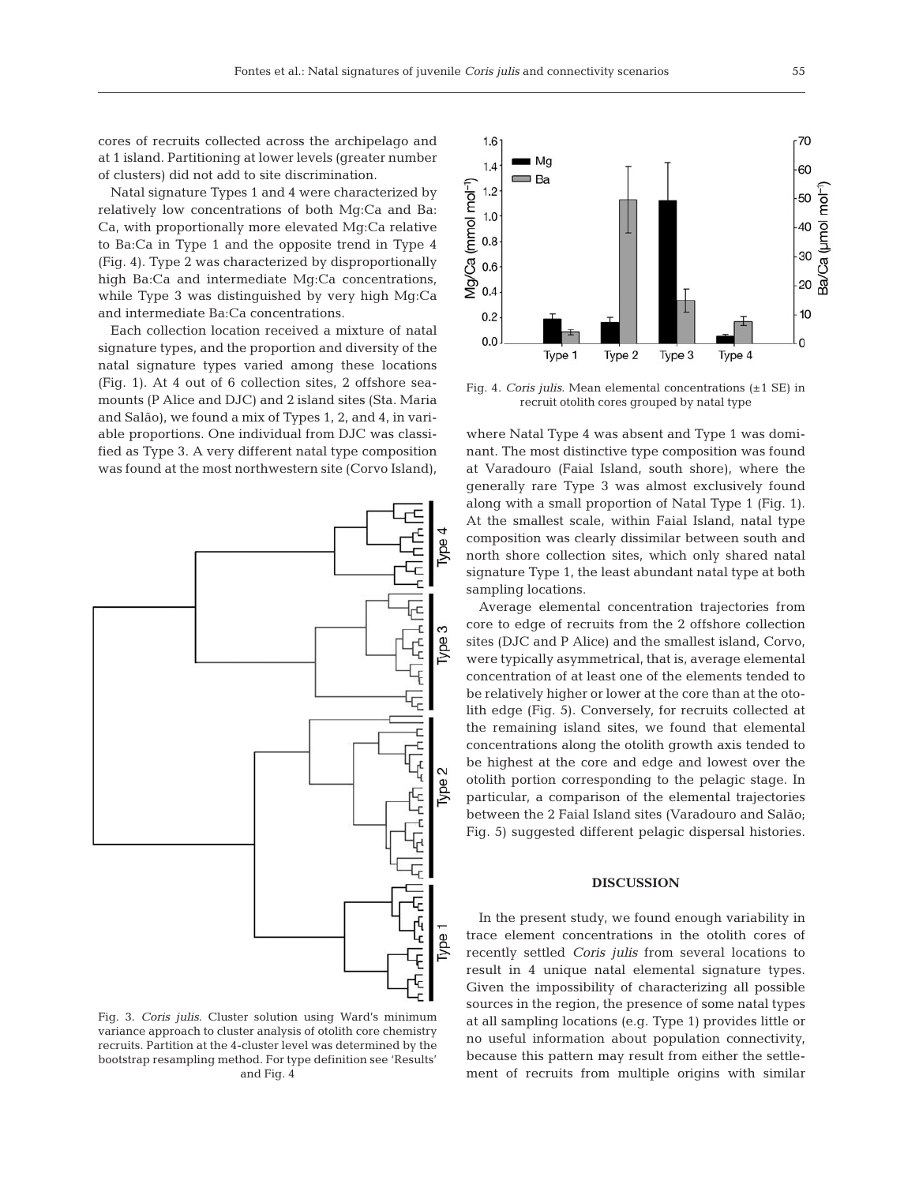cores of recruits collected across the archipelago and at 1 island. Partitioning at lower levels (greater number of clusters) did not add to site discrimination.

Natal signature Types 1 and 4 were characterized by relatively low concentrations of both Mg:Ca and Ba:Ca, with proportionally more elevated Mg:Ca relative to Ba:Ca in Type 1 and the opposite trend in Type 4 (Fig. 4). Type 2 was characterized by disproportionally high Ba:Ca and intermediate Mg:Ca concentrations, while Type 3 was distinguished by very high Mg:Ca and intermediate Ba:Ca concentrations.

Each collection location received a mixture of natal signature types, and the proportion and diversity of the natal signature types varied among these locations (Fig. 1). At 4 out of 6 collection sites, 2 offshore seamounts (P Alice and DJC) and 2 island sites (Sta. Maria and Salão), we found a mix of Types 1, 2, and 4, in variable proportions. One individual from DJC was classified as Type 3. A very different natal type composition was found at the most northwestern site (Corvo Island), where Natal Type 4 was absent and Type 1 was dominant. The most distinctive type composition was found at Varadouro (Faial Island, south shore), where the generally rare Type 3 was almost exclusively found along with a small proportion of Natal Type 1 (Fig. 1). At the smallest scale, within Faial Island, natal type composition was clearly dissimilar between south and north shore collection sites, which only shared natal signature Type 1, the least abundant natal type at both sampling locations.

Fig. 3. *Coris julis*. Cluster solution using Ward's minimum variance approach to cluster analysis of otolith core chemistry recruits. Partition at the 4-cluster level was determined by the bootstrap resampling method. For type definition see 'Results' and Fig. 4

Fig. 4. *Coris julis*. Mean elemental concentrations (±1 SE) in recruit otolith cores grouped by natal type

Average elemental concentration trajectories from core to edge of recruits from the 2 offshore collection sites (DJC and P Alice) and the smallest island, Corvo, were typically asymmetrical, that is, average elemental concentration of at least one of the elements tended to be relatively higher or lower at the core than at the otolith edge (Fig. 5). Conversely, for recruits collected at the remaining island sites, we found that elemental concentrations along the otolith growth axis tended to be highest at the core and edge and lowest over the otolith portion corresponding to the pelagic stage. In particular, a comparison of the elemental trajectories between the 2 Faial Island sites (Varadouro and Salão; Fig. 5) suggested different pelagic dispersal histories.

## DISCUSSION

In the present study, we found enough variability in trace element concentrations in the otolith cores of recently settled *Coris julis* from several locations to result in 4 unique natal elemental signature types. Given the impossibility of characterizing all possible sources in the region, the presence of some natal types at all sampling locations (e.g. Type 1) provides little or no useful information about population connectivity, because this pattern may result from either the settlement of recruits from multiple origins with similar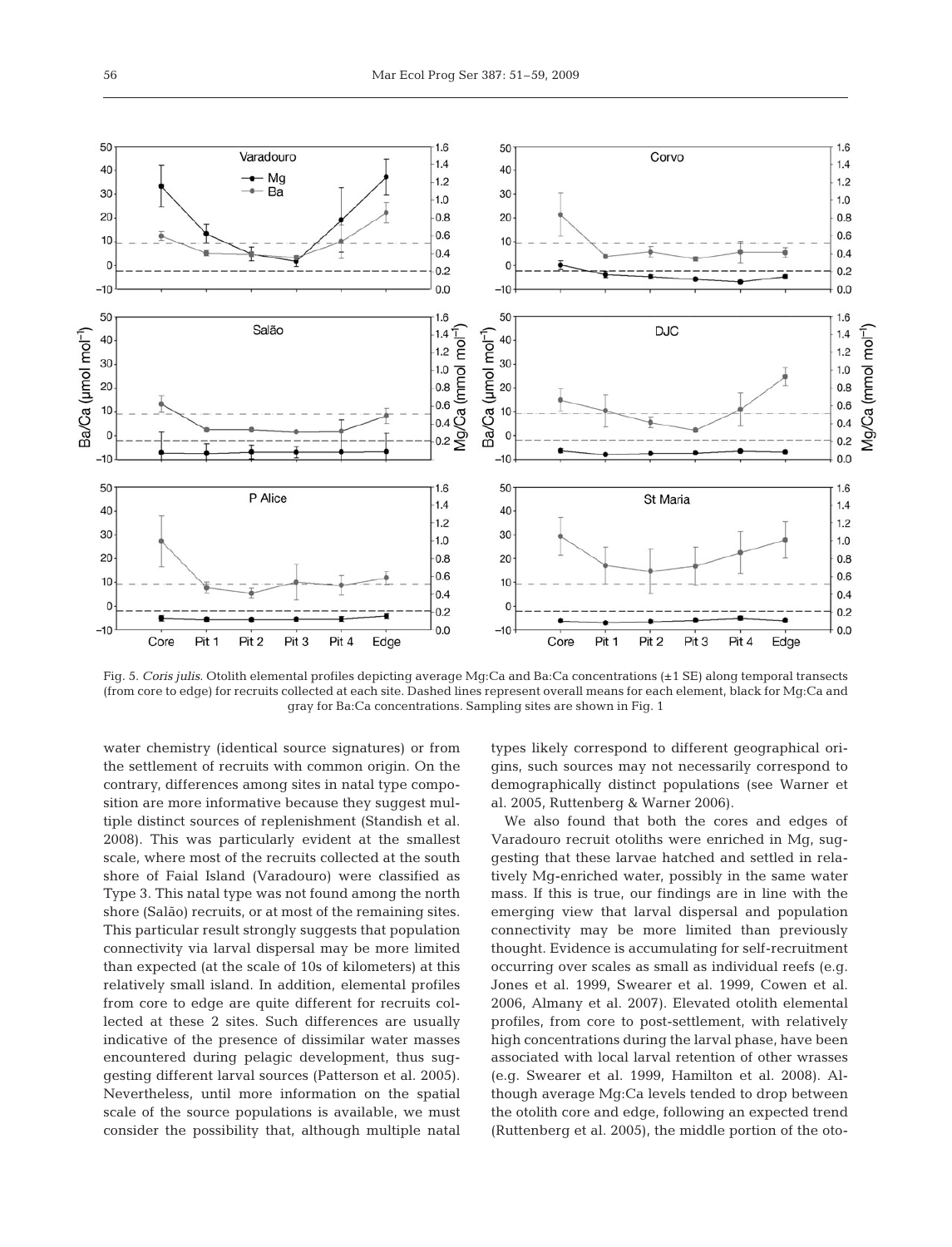Fig. 5. *Coris julis*. Otolith elemental profiles depicting average Mg:Ca and Ba:Ca concentrations (±1 SE) along temporal transects (from core to edge) for recruits collected at each site. Dashed lines represent overall means for each element, black for Mg:Ca and gray for Ba:Ca concentrations. Sampling sites are shown in Fig. 1

water chemistry (identical source signatures) or from the settlement of recruits with common origin. On the contrary, differences among sites in natal type composition are more informative because they suggest multiple distinct sources of replenishment (Standish et al. 2008). This was particularly evident at the smallest scale, where most of the recruits collected at the south shore of Faial Island (Varadouro) were classified as Type 3. This natal type was not found among the north shore (Salão) recruits, or at most of the remaining sites. This particular result strongly suggests that population connectivity via larval dispersal may be more limited than expected (at the scale of 10s of kilometers) at this relatively small island. In addition, elemental profiles from core to edge are quite different for recruits collected at these 2 sites. Such differences are usually indicative of the presence of dissimilar water masses encountered during pelagic development, thus suggesting different larval sources (Patterson et al. 2005). Nevertheless, until more information on the spatial scale of the source populations is available, we must consider the possibility that, although multiple natal types likely correspond to different geographical origins, such sources may not necessarily correspond to demographically distinct populations (see Warner et al. 2005, Ruttenberg & Warner 2006).

We also found that both the cores and edges of Varadouro recruit otoliths were enriched in Mg, suggesting that these larvae hatched and settled in relatively Mg-enriched water, possibly in the same water mass. If this is true, our findings are in line with the emerging view that larval dispersal and population connectivity may be more limited than previously thought. Evidence is accumulating for self-recruitment occurring over scales as small as individual reefs (e.g. Jones et al. 1999, Swearer et al. 1999, Cowen et al. 2006, Almany et al. 2007). Elevated otolith elemental profiles, from core to post-settlement, with relatively high concentrations during the larval phase, have been associated with local larval retention of other wrasses (e.g. Swearer et al. 1999, Hamilton et al. 2008). Although average Mg:Ca levels tended to drop between the otolith core and edge, following an expected trend (Ruttenberg et al. 2005), the middle portion of the oto-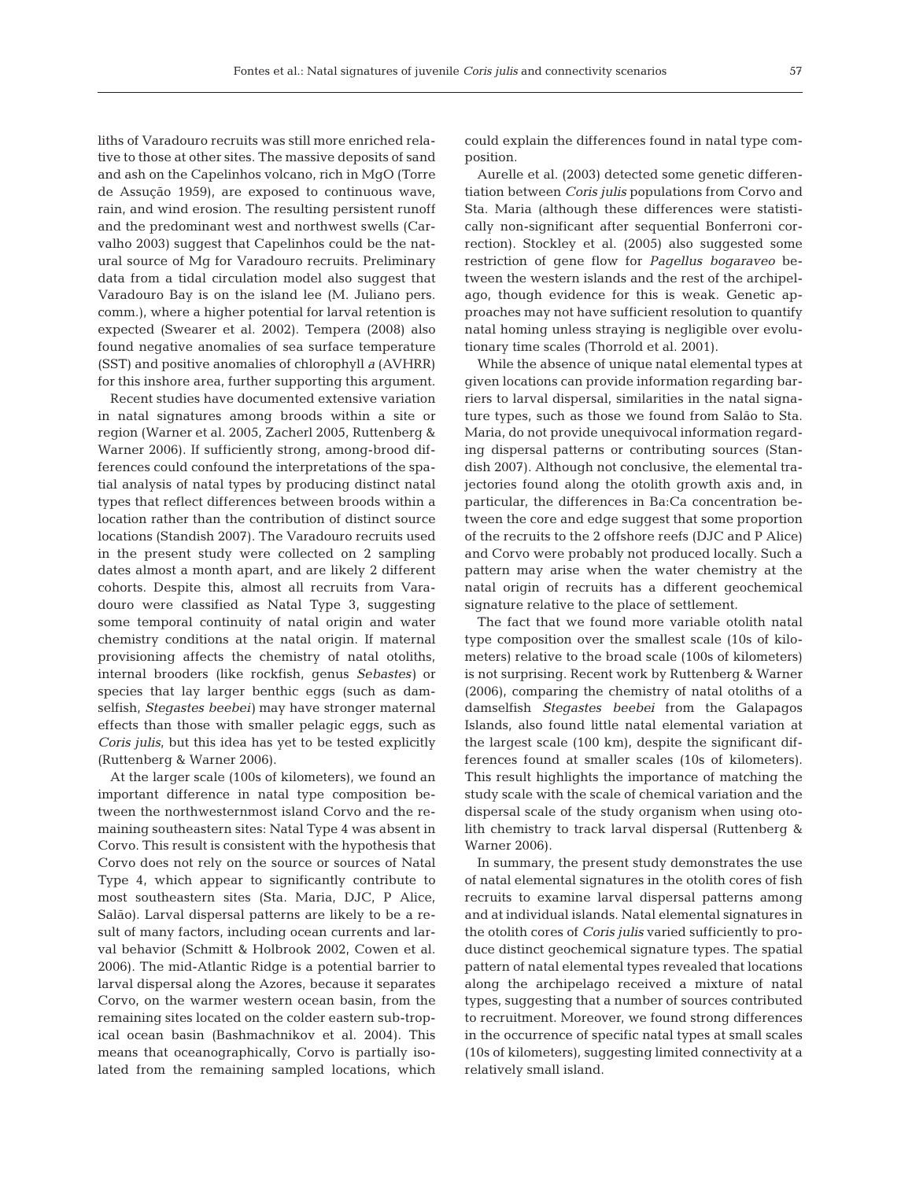liths of Varadouro recruits was still more enriched relative to those at other sites. The massive deposits of sand and ash on the Capelinhos volcano, rich in MgO (Torre de Assução 1959), are exposed to continuous wave, rain, and wind erosion. The resulting persistent runoff and the predominant west and northwest swells (Carvalho 2003) suggest that Capelinhos could be the natural source of Mg for Varadouro recruits. Preliminary data from a tidal circulation model also suggest that Varadouro Bay is on the island lee (M. Juliano pers. comm.), where a higher potential for larval retention is expected (Swearer et al. 2002). Tempera (2008) also found negative anomalies of sea surface temperature (SST) and positive anomalies of chlorophyll *a* (AVHRR) for this inshore area, further supporting this argument.

Recent studies have documented extensive variation in natal signatures among broods within a site or region (Warner et al. 2005, Zacherl 2005, Ruttenberg & Warner 2006). If sufficiently strong, among-brood differences could confound the interpretations of the spatial analysis of natal types by producing distinct natal types that reflect differences between broods within a location rather than the contribution of distinct source locations (Standish 2007). The Varadouro recruits used in the present study were collected on 2 sampling dates almost a month apart, and are likely 2 different cohorts. Despite this, almost all recruits from Varadouro were classified as Natal Type 3, suggesting some temporal continuity of natal origin and water chemistry conditions at the natal origin. If maternal provisioning affects the chemistry of natal otoliths, internal brooders (like rockfish, genus *Sebastes*) or species that lay larger benthic eggs (such as damselfish, *Stegastes beebei*) may have stronger maternal effects than those with smaller pelagic eggs, such as *Coris julis*, but this idea has yet to be tested explicitly (Ruttenberg & Warner 2006).

At the larger scale (100s of kilometers), we found an important difference in natal type composition between the northwesternmost island Corvo and the remaining southeastern sites: Natal Type 4 was absent in Corvo. This result is consistent with the hypothesis that Corvo does not rely on the source or sources of Natal Type 4, which appear to significantly contribute to most southeastern sites (Sta. Maria, DJC, P Alice, Salão). Larval dispersal patterns are likely to be a result of many factors, including ocean currents and larval behavior (Schmitt & Holbrook 2002, Cowen et al. 2006). The mid-Atlantic Ridge is a potential barrier to larval dispersal along the Azores, because it separates Corvo, on the warmer western ocean basin, from the remaining sites located on the colder eastern sub-tropical ocean basin (Bashmachnikov et al. 2004). This means that oceanographically, Corvo is partially isolated from the remaining sampled locations, which could explain the differences found in natal type composition.

Aurelle et al. (2003) detected some genetic differentiation between *Coris julis* populations from Corvo and Sta. Maria (although these differences were statistically non-significant after sequential Bonferroni correction). Stockley et al. (2005) also suggested some restriction of gene flow for *Pagellus bogaraveo* between the western islands and the rest of the archipelago, though evidence for this is weak. Genetic approaches may not have sufficient resolution to quantify natal homing unless straying is negligible over evolutionary time scales (Thorrold et al. 2001).

While the absence of unique natal elemental types at given locations can provide information regarding barriers to larval dispersal, similarities in the natal signature types, such as those we found from Salão to Sta. Maria, do not provide unequivocal information regarding dispersal patterns or contributing sources (Standish 2007). Although not conclusive, the elemental trajectories found along the otolith growth axis and, in particular, the differences in Ba:Ca concentration between the core and edge suggest that some proportion of the recruits to the 2 offshore reefs (DJC and P Alice) and Corvo were probably not produced locally. Such a pattern may arise when the water chemistry at the natal origin of recruits has a different geochemical signature relative to the place of settlement.

The fact that we found more variable otolith natal type composition over the smallest scale (10s of kilometers) relative to the broad scale (100s of kilometers) is not surprising. Recent work by Ruttenberg & Warner (2006), comparing the chemistry of natal otoliths of a damselfish *Stegastes beebei* from the Galapagos Islands, also found little natal elemental variation at the largest scale (100 km), despite the significant differences found at smaller scales (10s of kilometers). This result highlights the importance of matching the study scale with the scale of chemical variation and the dispersal scale of the study organism when using otolith chemistry to track larval dispersal (Ruttenberg & Warner 2006).

In summary, the present study demonstrates the use of natal elemental signatures in the otolith cores of fish recruits to examine larval dispersal patterns among and at individual islands. Natal elemental signatures in the otolith cores of *Coris julis* varied sufficiently to produce distinct geochemical signature types. The spatial pattern of natal elemental types revealed that locations along the archipelago received a mixture of natal types, suggesting that a number of sources contributed to recruitment. Moreover, we found strong differences in the occurrence of specific natal types at small scales (10s of kilometers), suggesting limited connectivity at a relatively small island.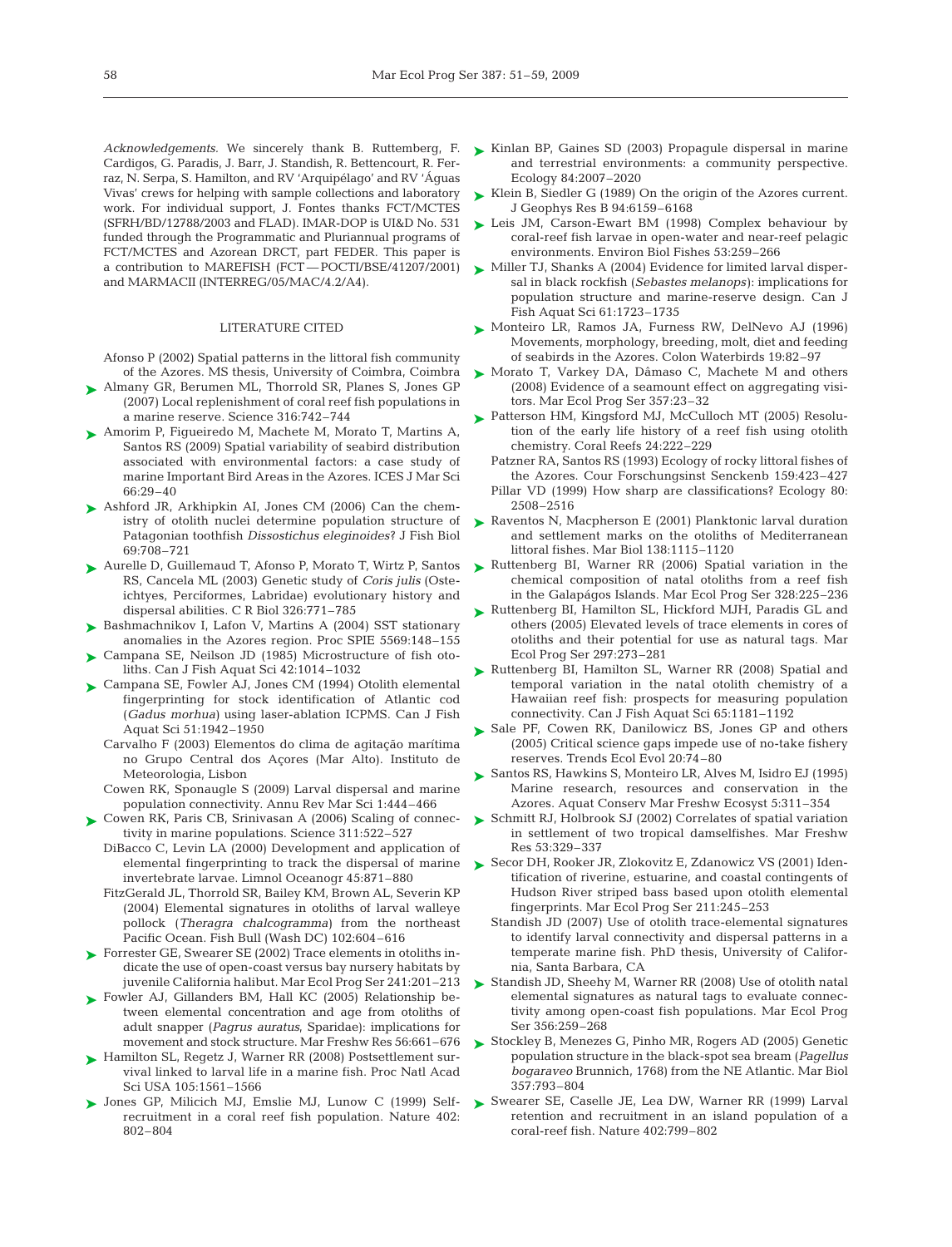*Acknowledgements.* We sincerely thank B. Ruttenberg, F. Cardigos, G. Paradis, J. Barr, J. Standish, R. Bettencourt, R. Ferraz, N. Serpa, S. Hamilton, and RV 'Arquipélago' and RV 'Águas Vivas' crews for helping with sample collections and laboratory work. For individual support, J. Fontes thanks FCT/MCTES (SFRH/BD/12788/2003 and FLAD). IMAR-DOP is UI&D No. 531 funded through the Programmatic and Pluriannual programs of FCT/MCTES and Azorean DRCT, part FEDER. This paper is a contribution to MAREFISH (FCT — POCTI/BSE/41207/2001) and MARMACII (INTERREG/05/MAC/4.2/A4).

## LITERATURE CITED

Afonso P (2002) Spatial patterns in the littoral fish community of the Azores. MS thesis, University of Coimbra, Coimbra

Almany GR, Berumen ML, Thorrold SR, Planes S, Jones GP (2007) Local replenishment of coral reef fish populations in a marine reserve. Science 316:742–744

Amorim P, Figueiredo M, Machete M, Morato T, Martins A, Santos RS (2009) Spatial variability of seabird distribution associated with environmental factors: a case study of marine Important Bird Areas in the Azores. ICES J Mar Sci 66:29–40

Ashford JR, Arkhipkin AI, Jones CM (2006) Can the chemistry of otolith nuclei determine population structure of Patagonian toothfish *Dissostichus eleginoides*? J Fish Biol 69:708–721

Aurelle D, Guillemaud T, Afonso P, Morato T, Wirtz P, Santos RS, Cancela ML (2003) Genetic study of *Coris julis* (Osteichtyes, Perciformes, Labridae) evolutionary history and dispersal abilities. C R Biol 326:771–785

Bashmachnikov I, Lafon V, Martins A (2004) SST stationary anomalies in the Azores region. Proc SPIE 5569:148–155

Campana SE, Neilson JD (1985) Microstructure of fish otoliths. Can J Fish Aquat Sci 42:1014–1032

Campana SE, Fowler AJ, Jones CM (1994) Otolith elemental fingerprinting for stock identification of Atlantic cod (*Gadus morhua*) using laser-ablation ICPMS. Can J Fish Aquat Sci 51:1942–1950

Carvalho F (2003) Elementos do clima de agitação marítima no Grupo Central dos Açores (Mar Alto). Instituto de Meteorologia, Lisbon

Cowen RK, Sponaugle S (2009) Larval dispersal and marine population connectivity. Annu Rev Mar Sci 1:444–466

Cowen RK, Paris CB, Srinivasan A (2006) Scaling of connectivity in marine populations. Science 311:522–527

DiBacco C, Levin LA (2000) Development and application of elemental fingerprinting to track the dispersal of marine invertebrate larvae. Limnol Oceanogr 45:871–880

FitzGerald JL, Thorrold SR, Bailey KM, Brown AL, Severin KP (2004) Elemental signatures in otoliths of larval walleye pollock (*Theragra chalcogramma*) from the northeast Pacific Ocean. Fish Bull (Wash DC) 102:604–616

Forrester GE, Swearer SE (2002) Trace elements in otoliths indicate the use of open-coast versus bay nursery habitats by juvenile California halibut. Mar Ecol Prog Ser 241:201–213

Fowler AJ, Gillanders BM, Hall KC (2005) Relationship between elemental concentration and age from otoliths of adult snapper (*Pagrus auratus*, Sparidae): implications for movement and stock structure. Mar Freshw Res 56:661–676

Hamilton SL, Regetz J, Warner RR (2008) Postsettlement survival linked to larval life in a marine fish. Proc Natl Acad Sci USA 105:1561–1566

Jones GP, Milicich MJ, Emslie MJ, Lunow C (1999) Self-recruitment in a coral reef fish population. Nature 402:802–804

Kinlan BP, Gaines SD (2003) Propagule dispersal in marine and terrestrial environments: a community perspective. Ecology 84:2007–2020

Klein B, Siedler G (1989) On the origin of the Azores current. J Geophys Res B 94:6159–6168

Leis JM, Carson-Ewart BM (1998) Complex behaviour by coral-reef fish larvae in open-water and near-reef pelagic environments. Environ Biol Fishes 53:259–266

Miller TJ, Shanks A (2004) Evidence for limited larval dispersal in black rockfish (*Sebastes melanops*): implications for population structure and marine-reserve design. Can J Fish Aquat Sci 61:1723–1735

Monteiro LR, Ramos JA, Furness RW, DelNevo AJ (1996) Movements, morphology, breeding, molt, diet and feeding of seabirds in the Azores. Colon Waterbirds 19:82–97

Morato T, Varkey DA, Dâmaso C, Machete M and others (2008) Evidence of a seamount effect on aggregating visitors. Mar Ecol Prog Ser 357:23–32

Patterson HM, Kingsford MJ, McCulloch MT (2005) Resolution of the early life history of a reef fish using otolith chemistry. Coral Reefs 24:222–229

Patzner RA, Santos RS (1993) Ecology of rocky littoral fishes of the Azores. Cour Forschungsinst Senckenb 159:423–427

Pillar VD (1999) How sharp are classifications? Ecology 80:2508–2516

Raventos N, Macpherson E (2001) Planktonic larval duration and settlement marks on the otoliths of Mediterranean littoral fishes. Mar Biol 138:1115–1120

Ruttenberg BI, Warner RR (2006) Spatial variation in the chemical composition of natal otoliths from a reef fish in the Galápagos Islands. Mar Ecol Prog Ser 328:225–236

Ruttenberg BI, Hamilton SL, Hickford MJH, Paradis GL and others (2005) Elevated levels of trace elements in cores of otoliths and their potential for use as natural tags. Mar Ecol Prog Ser 297:273–281

Ruttenberg BI, Hamilton SL, Warner RR (2008) Spatial and temporal variation in the natal otolith chemistry of a Hawaiian reef fish: prospects for measuring population connectivity. Can J Fish Aquat Sci 65:1181–1192

Sale PF, Cowen RK, Danilowicz BS, Jones GP and others (2005) Critical science gaps impede use of no-take fishery reserves. Trends Ecol Evol 20:74–80

Santos RS, Hawkins S, Monteiro LR, Alves M, Isidro EJ (1995) Marine research, resources and conservation in the Azores. Aquat Conserv Mar Freshw Ecosyst 5:311–354

Schmitt RJ, Holbrook SJ (2002) Correlates of spatial variation in settlement of two tropical damselfishes. Mar Freshw Res 53:329–337

Secor DH, Rooker JR, Zlokovitz E, Zdanowicz VS (2001) Identification of riverine, estuarine, and coastal contingents of Hudson River striped bass based upon otolith elemental fingerprints. Mar Ecol Prog Ser 211:245–253

Standish JD (2007) Use of otolith trace-elemental signatures to identify larval connectivity and dispersal patterns in a temperate marine fish. PhD thesis, University of California, Santa Barbara, CA

Standish JD, Sheehy M, Warner RR (2008) Use of otolith natal elemental signatures as natural tags to evaluate connectivity among open-coast fish populations. Mar Ecol Prog Ser 356:259–268

Stockley B, Menezes G, Pinho MR, Rogers AD (2005) Genetic population structure in the black-spot sea bream (*Pagellus bogaraveo* Brunnich, 1768) from the NE Atlantic. Mar Biol 357:793–804

Swearer SE, Caselle JE, Lea DW, Warner RR (1999) Larval retention and recruitment in an island population of a coral-reef fish. Nature 402:799–802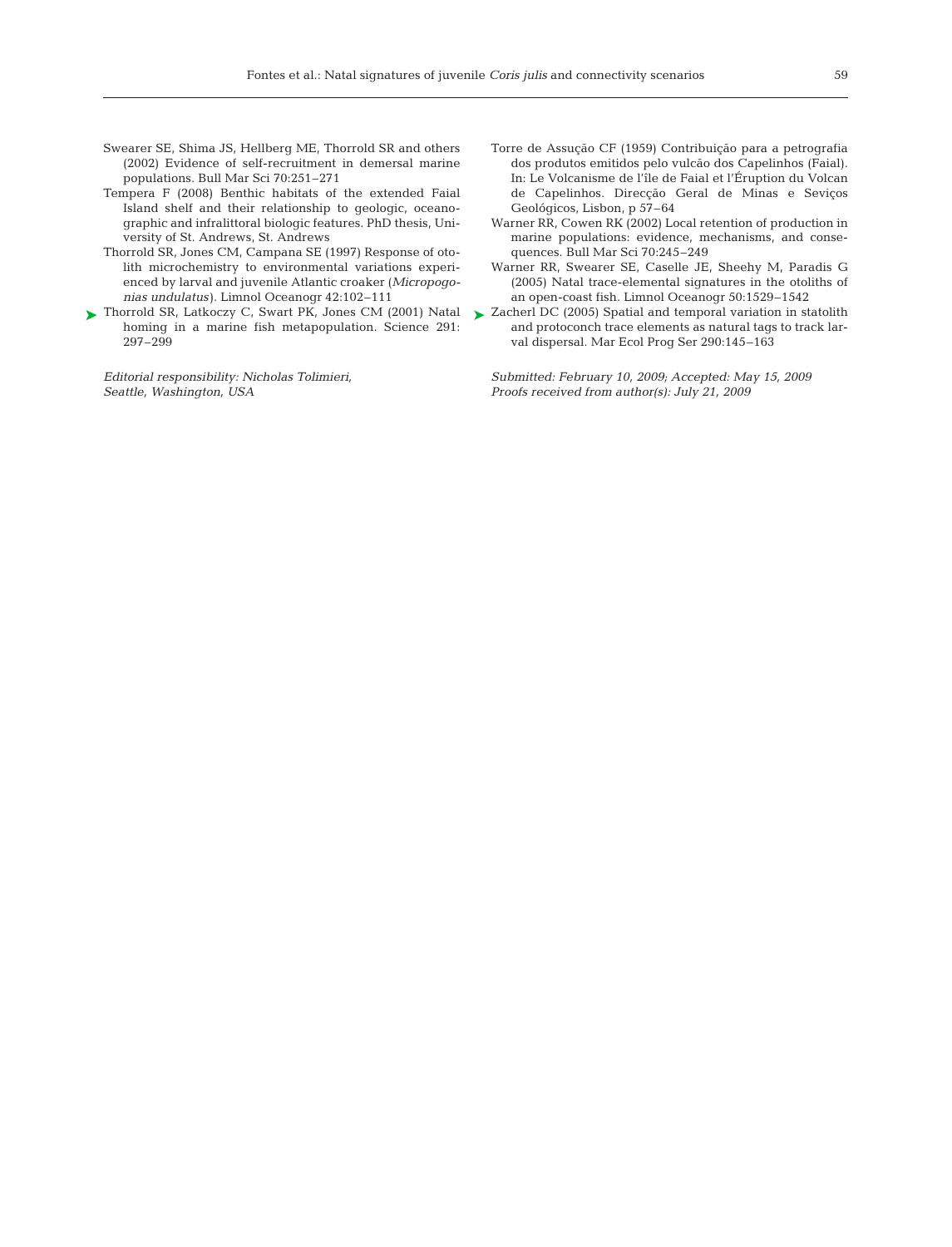Swearer SE, Shima JS, Hellberg ME, Thorrold SR and others (2002) Evidence of self-recruitment in demersal marine populations. Bull Mar Sci 70:251–271

Tempera F (2008) Benthic habitats of the extended Faial Island shelf and their relationship to geologic, oceanographic and infralittoral biologic features. PhD thesis, University of St. Andrews, St. Andrews

Thorrold SR, Jones CM, Campana SE (1997) Response of otolith microchemistry to environmental variations experienced by larval and juvenile Atlantic croaker (*Micropogonias undulatus*). Limnol Oceanogr 42:102–111

Thorrold SR, Latkoczy C, Swart PK, Jones CM (2001) Natal homing in a marine fish metapopulation. Science 291: 297–299

Torre de Assução CF (1959) Contribuição para a petrografia dos produtos emitidos pelo vulcão dos Capelinhos (Faial). In: Le Volcanisme de l'île de Faial et l'Éruption du Volcan de Capelinhos. Direcção Geral de Minas e Seviços Geológicos, Lisbon, p 57–64

Warner RR, Cowen RK (2002) Local retention of production in marine populations: evidence, mechanisms, and consequences. Bull Mar Sci 70:245–249

Warner RR, Swearer SE, Caselle JE, Sheehy M, Paradis G (2005) Natal trace-elemental signatures in the otoliths of an open-coast fish. Limnol Oceanogr 50:1529–1542

Zacherl DC (2005) Spatial and temporal variation in statolith and protoconch trace elements as natural tags to track larval dispersal. Mar Ecol Prog Ser 290:145–163

*Editorial responsibility: Nicholas Tolimieri, Seattle, Washington, USA*

*Submitted: February 10, 2009; Accepted: May 15, 2009*
*Proofs received from author(s): July 21, 2009*